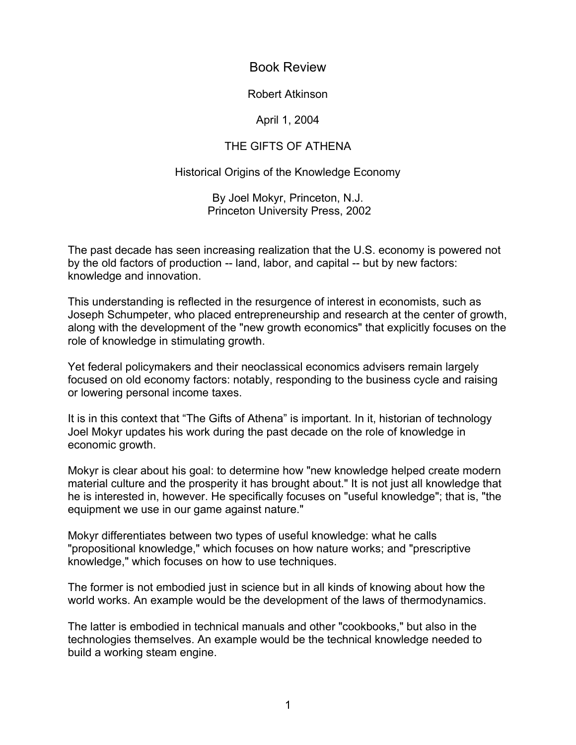# Book Review

Robert Atkinson

April 1, 2004

## THE GIFTS OF ATHENA

### Historical Origins of the Knowledge Economy

By Joel Mokyr, Princeton, N.J.
Princeton University Press, 2002

The past decade has seen increasing realization that the U.S. economy is powered not by the old factors of production -- land, labor, and capital -- but by new factors: knowledge and innovation.

This understanding is reflected in the resurgence of interest in economists, such as Joseph Schumpeter, who placed entrepreneurship and research at the center of growth, along with the development of the "new growth economics" that explicitly focuses on the role of knowledge in stimulating growth.

Yet federal policymakers and their neoclassical economics advisers remain largely focused on old economy factors: notably, responding to the business cycle and raising or lowering personal income taxes.

It is in this context that "The Gifts of Athena" is important. In it, historian of technology Joel Mokyr updates his work during the past decade on the role of knowledge in economic growth.

Mokyr is clear about his goal: to determine how "new knowledge helped create modern material culture and the prosperity it has brought about." It is not just all knowledge that he is interested in, however. He specifically focuses on "useful knowledge"; that is, "the equipment we use in our game against nature."

Mokyr differentiates between two types of useful knowledge: what he calls "propositional knowledge," which focuses on how nature works; and "prescriptive knowledge," which focuses on how to use techniques.

The former is not embodied just in science but in all kinds of knowing about how the world works. An example would be the development of the laws of thermodynamics.

The latter is embodied in technical manuals and other "cookbooks," but also in the technologies themselves. An example would be the technical knowledge needed to build a working steam engine.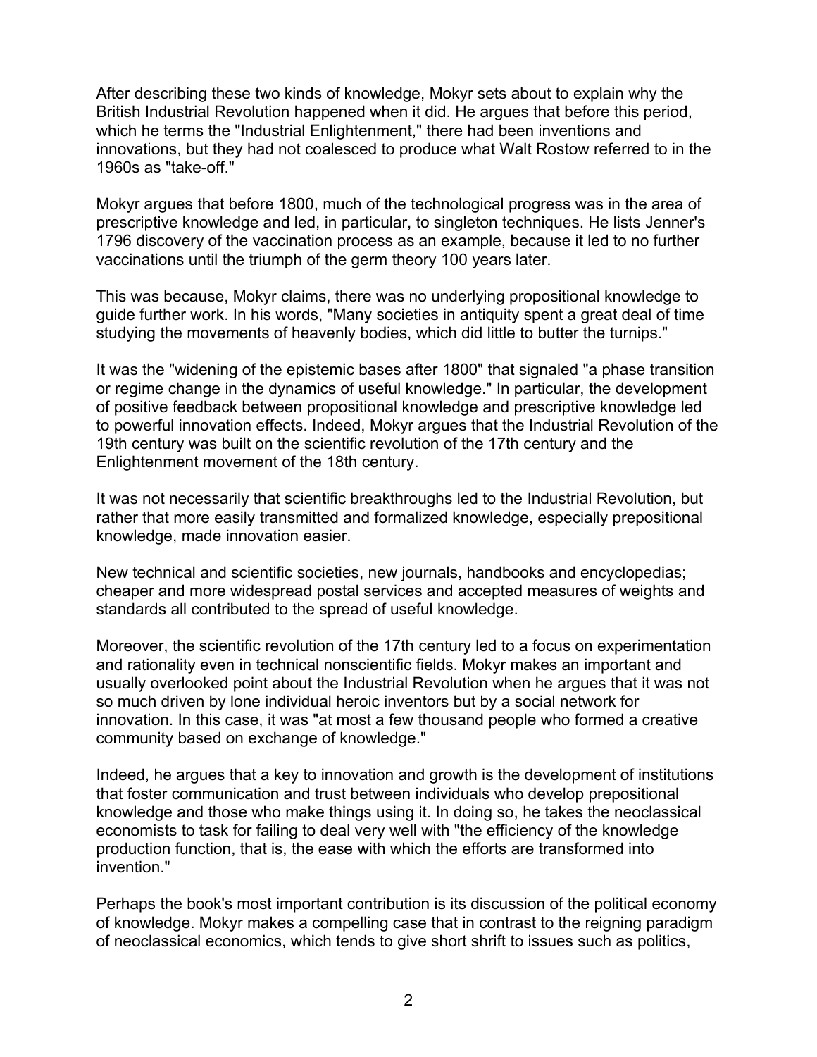After describing these two kinds of knowledge, Mokyr sets about to explain why the British Industrial Revolution happened when it did. He argues that before this period, which he terms the "Industrial Enlightenment," there had been inventions and innovations, but they had not coalesced to produce what Walt Rostow referred to in the 1960s as "take-off."

Mokyr argues that before 1800, much of the technological progress was in the area of prescriptive knowledge and led, in particular, to singleton techniques. He lists Jenner's 1796 discovery of the vaccination process as an example, because it led to no further vaccinations until the triumph of the germ theory 100 years later.

This was because, Mokyr claims, there was no underlying propositional knowledge to guide further work. In his words, "Many societies in antiquity spent a great deal of time studying the movements of heavenly bodies, which did little to butter the turnips."

It was the "widening of the epistemic bases after 1800" that signaled "a phase transition or regime change in the dynamics of useful knowledge." In particular, the development of positive feedback between propositional knowledge and prescriptive knowledge led to powerful innovation effects. Indeed, Mokyr argues that the Industrial Revolution of the 19th century was built on the scientific revolution of the 17th century and the Enlightenment movement of the 18th century.

It was not necessarily that scientific breakthroughs led to the Industrial Revolution, but rather that more easily transmitted and formalized knowledge, especially prepositional knowledge, made innovation easier.

New technical and scientific societies, new journals, handbooks and encyclopedias; cheaper and more widespread postal services and accepted measures of weights and standards all contributed to the spread of useful knowledge.

Moreover, the scientific revolution of the 17th century led to a focus on experimentation and rationality even in technical nonscientific fields. Mokyr makes an important and usually overlooked point about the Industrial Revolution when he argues that it was not so much driven by lone individual heroic inventors but by a social network for innovation. In this case, it was "at most a few thousand people who formed a creative community based on exchange of knowledge."

Indeed, he argues that a key to innovation and growth is the development of institutions that foster communication and trust between individuals who develop prepositional knowledge and those who make things using it. In doing so, he takes the neoclassical economists to task for failing to deal very well with "the efficiency of the knowledge production function, that is, the ease with which the efforts are transformed into invention."

Perhaps the book's most important contribution is its discussion of the political economy of knowledge. Mokyr makes a compelling case that in contrast to the reigning paradigm of neoclassical economics, which tends to give short shrift to issues such as politics,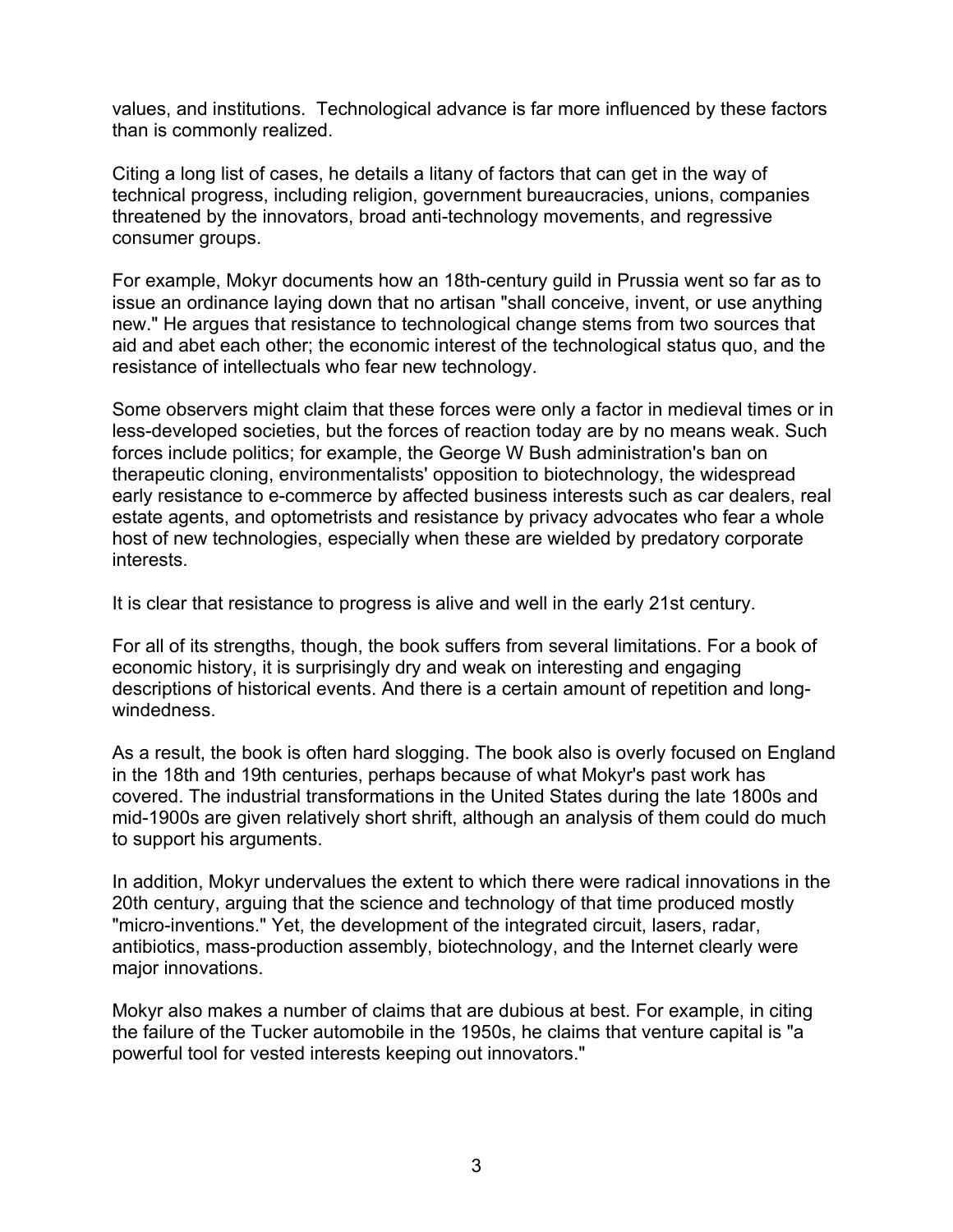values, and institutions. Technological advance is far more influenced by these factors than is commonly realized.

Citing a long list of cases, he details a litany of factors that can get in the way of technical progress, including religion, government bureaucracies, unions, companies threatened by the innovators, broad anti-technology movements, and regressive consumer groups.

For example, Mokyr documents how an 18th-century guild in Prussia went so far as to issue an ordinance laying down that no artisan "shall conceive, invent, or use anything new." He argues that resistance to technological change stems from two sources that aid and abet each other; the economic interest of the technological status quo, and the resistance of intellectuals who fear new technology.

Some observers might claim that these forces were only a factor in medieval times or in less-developed societies, but the forces of reaction today are by no means weak. Such forces include politics; for example, the George W Bush administration's ban on therapeutic cloning, environmentalists' opposition to biotechnology, the widespread early resistance to e-commerce by affected business interests such as car dealers, real estate agents, and optometrists and resistance by privacy advocates who fear a whole host of new technologies, especially when these are wielded by predatory corporate interests.

It is clear that resistance to progress is alive and well in the early 21st century.

For all of its strengths, though, the book suffers from several limitations. For a book of economic history, it is surprisingly dry and weak on interesting and engaging descriptions of historical events. And there is a certain amount of repetition and long-windedness.

As a result, the book is often hard slogging. The book also is overly focused on England in the 18th and 19th centuries, perhaps because of what Mokyr's past work has covered. The industrial transformations in the United States during the late 1800s and mid-1900s are given relatively short shrift, although an analysis of them could do much to support his arguments.

In addition, Mokyr undervalues the extent to which there were radical innovations in the 20th century, arguing that the science and technology of that time produced mostly "micro-inventions." Yet, the development of the integrated circuit, lasers, radar, antibiotics, mass-production assembly, biotechnology, and the Internet clearly were major innovations.

Mokyr also makes a number of claims that are dubious at best. For example, in citing the failure of the Tucker automobile in the 1950s, he claims that venture capital is "a powerful tool for vested interests keeping out innovators."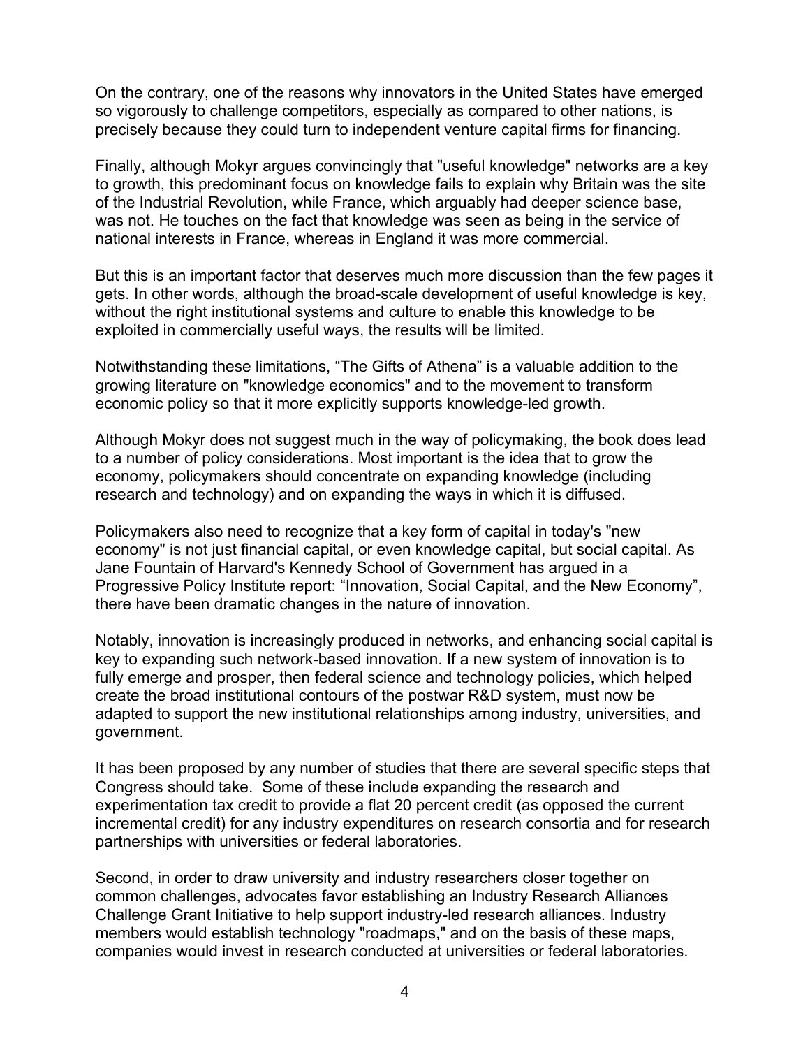On the contrary, one of the reasons why innovators in the United States have emerged so vigorously to challenge competitors, especially as compared to other nations, is precisely because they could turn to independent venture capital firms for financing.

Finally, although Mokyr argues convincingly that "useful knowledge" networks are a key to growth, this predominant focus on knowledge fails to explain why Britain was the site of the Industrial Revolution, while France, which arguably had deeper science base, was not. He touches on the fact that knowledge was seen as being in the service of national interests in France, whereas in England it was more commercial.

But this is an important factor that deserves much more discussion than the few pages it gets. In other words, although the broad-scale development of useful knowledge is key, without the right institutional systems and culture to enable this knowledge to be exploited in commercially useful ways, the results will be limited.

Notwithstanding these limitations, "The Gifts of Athena" is a valuable addition to the growing literature on "knowledge economics" and to the movement to transform economic policy so that it more explicitly supports knowledge-led growth.

Although Mokyr does not suggest much in the way of policymaking, the book does lead to a number of policy considerations. Most important is the idea that to grow the economy, policymakers should concentrate on expanding knowledge (including research and technology) and on expanding the ways in which it is diffused.

Policymakers also need to recognize that a key form of capital in today's "new economy" is not just financial capital, or even knowledge capital, but social capital. As Jane Fountain of Harvard's Kennedy School of Government has argued in a Progressive Policy Institute report: "Innovation, Social Capital, and the New Economy", there have been dramatic changes in the nature of innovation.

Notably, innovation is increasingly produced in networks, and enhancing social capital is key to expanding such network-based innovation. If a new system of innovation is to fully emerge and prosper, then federal science and technology policies, which helped create the broad institutional contours of the postwar R&D system, must now be adapted to support the new institutional relationships among industry, universities, and government.

It has been proposed by any number of studies that there are several specific steps that Congress should take. Some of these include expanding the research and experimentation tax credit to provide a flat 20 percent credit (as opposed the current incremental credit) for any industry expenditures on research consortia and for research partnerships with universities or federal laboratories.

Second, in order to draw university and industry researchers closer together on common challenges, advocates favor establishing an Industry Research Alliances Challenge Grant Initiative to help support industry-led research alliances. Industry members would establish technology "roadmaps," and on the basis of these maps, companies would invest in research conducted at universities or federal laboratories.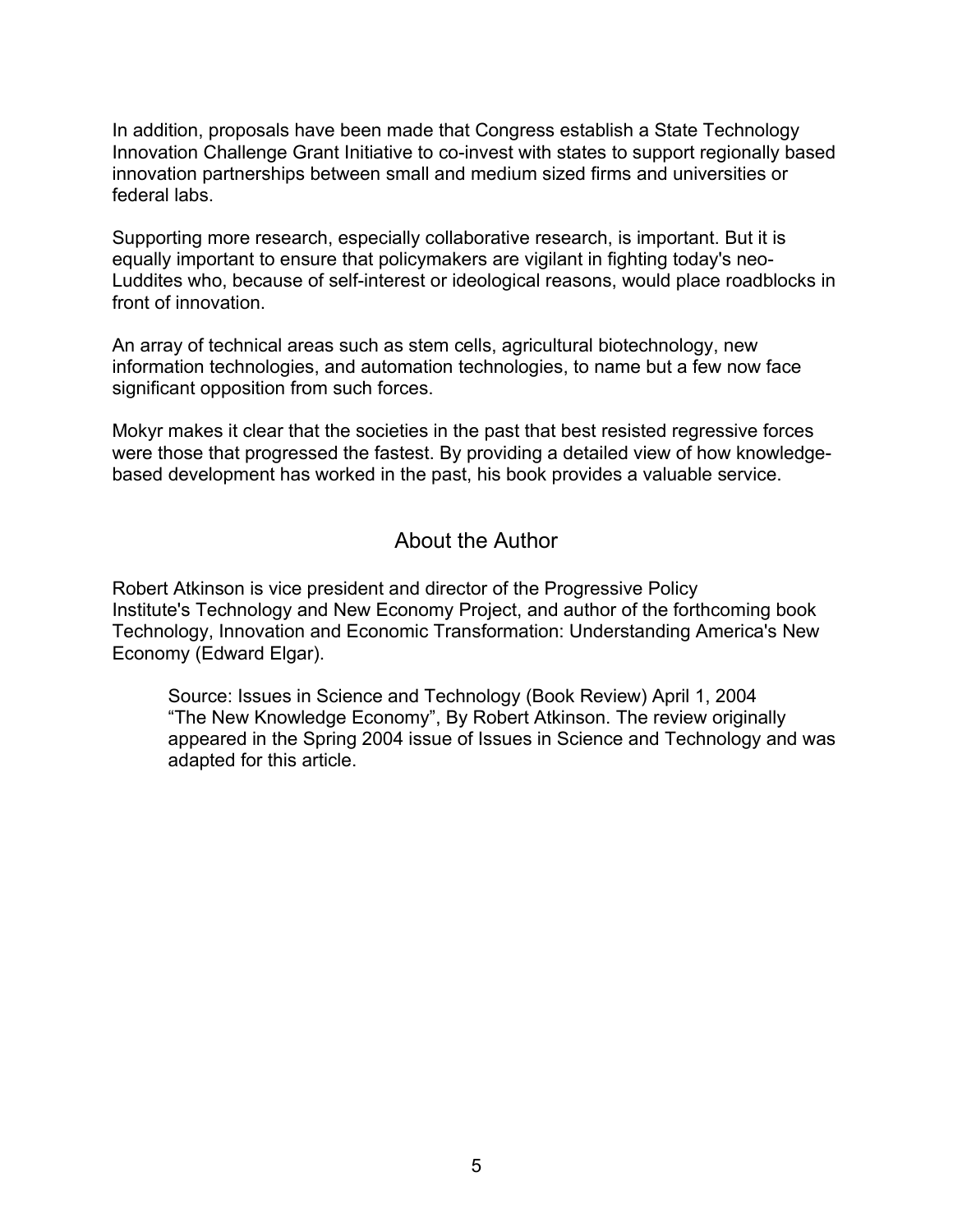In addition, proposals have been made that Congress establish a State Technology Innovation Challenge Grant Initiative to co-invest with states to support regionally based innovation partnerships between small and medium sized firms and universities or federal labs.

Supporting more research, especially collaborative research, is important. But it is equally important to ensure that policymakers are vigilant in fighting today's neo-Luddites who, because of self-interest or ideological reasons, would place roadblocks in front of innovation.

An array of technical areas such as stem cells, agricultural biotechnology, new information technologies, and automation technologies, to name but a few now face significant opposition from such forces.

Mokyr makes it clear that the societies in the past that best resisted regressive forces were those that progressed the fastest. By providing a detailed view of how knowledge-based development has worked in the past, his book provides a valuable service.

## About the Author

Robert Atkinson is vice president and director of the Progressive Policy Institute's Technology and New Economy Project, and author of the forthcoming book Technology, Innovation and Economic Transformation: Understanding America's New Economy (Edward Elgar).

> Source: Issues in Science and Technology (Book Review) April 1, 2004 "The New Knowledge Economy", By Robert Atkinson. The review originally appeared in the Spring 2004 issue of Issues in Science and Technology and was adapted for this article.